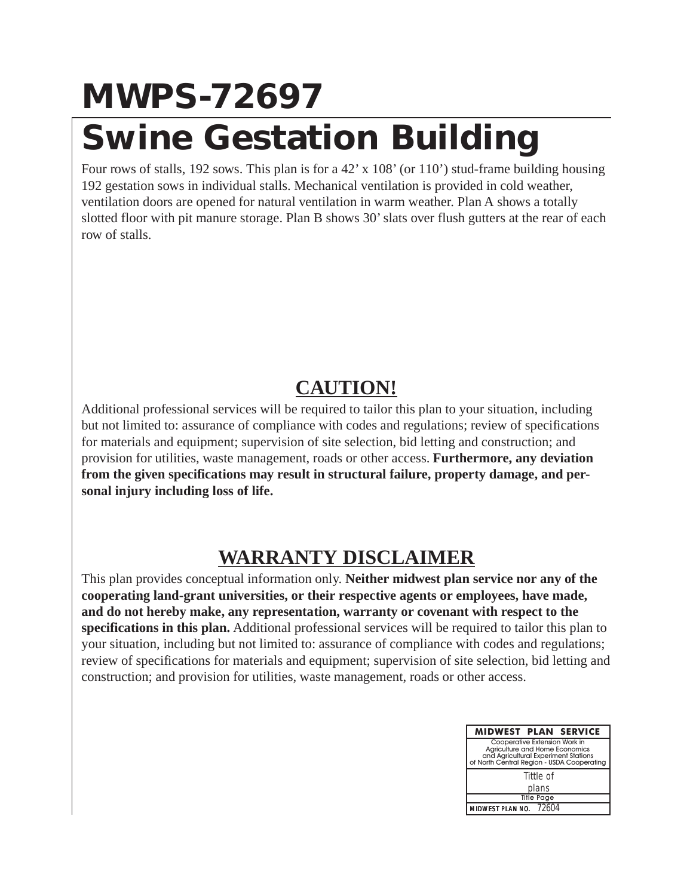# MWPS-72697

# Swine Gestation Building

Four rows of stalls, 192 sows. This plan is for a 42' x 108' (or 110') stud-frame building housing 192 gestation sows in individual stalls. Mechanical ventilation is provided in cold weather, ventilation doors are opened for natural ventilation in warm weather. Plan A shows a totally slotted floor with pit manure storage. Plan B shows 30' slats over flush gutters at the rear of each row of stalls.

## CAUTION!

Additional professional services will be required to tailor this plan to your situation, including but not limited to: assurance of compliance with codes and regulations; review of specifications for materials and equipment; supervision of site selection, bid letting and construction; and provision for utilities, waste management, roads or other access. **Furthermore, any deviation from the given specifications may result in structural failure, property damage, and personal injury including loss of life.**

## WARRANTY DISCLAIMER

This plan provides conceptual information only. **Neither midwest plan service nor any of the cooperating land-grant universities, or their respective agents or employees, have made, and do not hereby make, any representation, warranty or covenant with respect to the specifications in this plan.** Additional professional services will be required to tailor this plan to your situation, including but not limited to: assurance of compliance with codes and regulations; review of specifications for materials and equipment; supervision of site selection, bid letting and construction; and provision for utilities, waste management, roads or other access.

| MIDWEST PLAN SERVICE |
|---|
| Cooperative Extension Work in Agriculture and Home Economics and Agricultural Experiment Stations of North Central Region - USDA Cooperating |
| Tittle of plans |
| Title Page |
| MIDWEST PLAN NO. 72604 |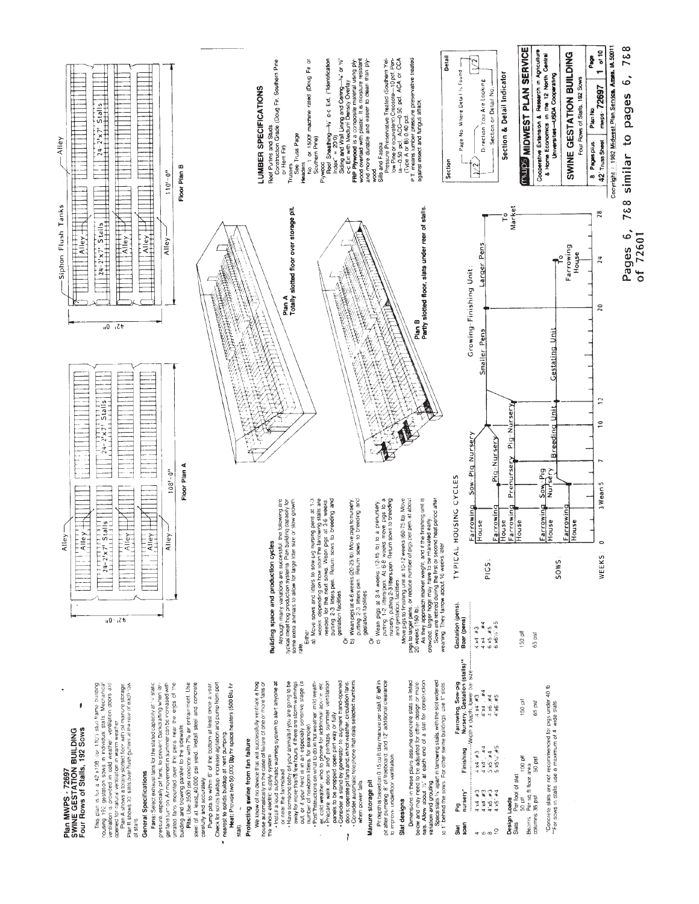# Plan MWPS - 72697
# SWINE GESTATION BUILDING
## Four Rows of Stalls, 192 Sows

This plan is for a 42'x108' (or 110') stud frame building housing 192 gestation sows in individual stalls. Mechanical ventilation is provided in cold weather; ventilation doors are opened for natural ventilation in warm weather.

Plan A shows a totally slotted floor with pit manure storage. Plan B shows 30" slats over flush gutters at the rear of each row of stalls.

### General Specifications

**Fans:** Select exhaust fans for the stated capacity at 1/8" static pressure, especially air fans, to prevent backdrafting when larger fans turn on. Air movement in summer can be increased with unrated fans mounted over the pens near the ends of the building and blowing parallel to the sidewalls.

**Pits:** Use 3500 psi concrete with 7% air entrainment. Use steel of at least 40,000 psi yield. Install steel and concrete carefully and accurately.

Pump pits to within 6" of the bottom at least once a year. Check for solids buildup; increase agitation and pump from port nearest to solids buildup at next pumping.

**Heat:** Provide two 50,000 Btu/hr space heaters (500 Btu/hr stall).

### Protecting swine from fan failure

We know of no device that will successfully ventilate a hog house automatically in the case of failure of one or more fans or the whole electric supply system.

- Install a loud automatic warning system to alert anyone at or near the farmstead.
- Have someone (why all your animals if you are going to be away for more than a few hours; if there are storm warnings out, or if your herd is in an especially sensitive stage (a number of newborn litters, for example).
- Post instructions on what to do in hot weather, mild weather, cold weather, who to phone for backup, etc.
- Prepare walk doors and, perhaps, summer ventilation panels to be propped open part way or fully.
- Consider a stand-by generator to augment hand-opened doors; operate pit fans and, in hot weather, circulation fans.
- Consider automatic telephone that dials selected numbers when power fails.

### Manure storage pit

Pit depth is based on 0.15 cu ft/day manure per stall, 6" left in pit after pumping, 8" of freeboard, and 12" additional clearance to improve underfloor ventilation.

### Slat designs

Dimensions in these plans assume concrete slats as listed below and may need to be adjusted for other design or materials. Allow about 1/2" at each end of a slat for construction variation and grouting.

Space slats 1/2" apart in farrowing stalls, with the slot widened to 1" behind the sows. For other swine buildings, use 1" slots.

| Slat span | Pig nursery* | Finishing | Farrowing, Sow-pig Nursery, Gestation (stalls)** | Gestation (pens), Boar (pens) |
|---|---|---|---|---|
| | ---------- | Width x depth, lower bar size | ---------- | |
| 4 | 4 x4 #3 | 4 x4 #3 | 4 x4 #3 | 4 x4 #3 |
| 6 | 4 x4 #3 | 4 x4 #4 | 4 x4 #4 | 4 x4 #4 |
| 8 | 4 x5 #3 | 5 x5 #4 | 4 x6 #4 | 6 x5 #5 |
| 10 | 4 x5 #4 | 5 x5½ #5 | 4 x6 #5 | 6 x6½ #5 |

**Design Loads**

| | | | | |
|---|---|---|---|---|
| Slats: Per foot of slat | 50 plf | 100 plf | 150 plf | 150 plf |
| Beams, columns: Per sq ft floor area | 35 psf | 50 psf | 65 psf | 65 psf |

*Concrete slats are not recommended for pigs under 40 lb.
**For sows in stalls, use a maximum of 4" wide slats.

### Building space and production cycles

Although many variations are successful, the following are typical meat hog production systems. Plan building capacity for some extra animals to allow for large litter size or slow growth rate.

Either:

a) Move sows and litters to sow-pig nursery pens at 1-3 weeks, depending on how soon the farrowing stalls are needed for the next sows. Wean pigs at 3-6 weeks, putting 2-3 litters/pen. Return sows to breeding and gestation facilities.

Or

b) Wean pigs at 4-6 weeks (20-25 lb). Move pigs to nursery, putting 2-3 litters/pen. Return sows to breeding and gestation facilities.

Or

c) Wean pigs at 3-4 weeks (12-15 lb) to a prenursery, putting 1-2 litters/pen. At 6-8 weeks move pigs to a nursery, putting 2-3 litters/pen. Return sows to breeding and gestation facilities.

Move pigs to finishing unit at 10-12 weeks (60-75 lb). Move pigs to larger pens, or reduce number of pigs per pen, at about 20 weeks (150 lb).

As they approach market weight, and if the finishing unit is crowded, larger hogs may have to be marketed early.

Sows are rebred during the first or second heat period after weaning. They farrow about 16 weeks later.

Floor Plan A — 42'-0" x 108'-0"; Alley; 24-2'x7' Stalls (four rows)

Floor Plan B — 42'-0" x 110'-0"; Siphon Flush Tanks; Alley; 24-2'x7' Stalls (four rows)

**Plan A**
Totally slotted floor over storage pit.

**Plan B**
Partly slotted floor, slats under rear of stalls.

### TYPICAL HOUSING CYCLES

PIGS: Farrowing House / Sow-Pig Nursery / Pig-Nursery / Prenursery / Pig Nursery / Growing-Finishing Unit: Smaller Pens, Larger Pens / To Market

SOWS: Farrowing House / Sow-Pig Nursery / Breeding Unit / Gestating Unit / To Farrowing House

WEEKS: 0, 3 Wean 5, 7, 10, 12, 20, 24, 28

### LUMBER SPECIFICATIONS

**Roof Purlins and Studs**
Construction Grade (Doug Fir, Southern Pine or Hem Fir)

**Trusses**
See Truss Page

**Headers**
No. 1 or 1500f machine rated (Doug Fir or Southern Pine)

**Plywood**
Roof Sheathing—3/8" c-c Ext. ("Identification Index" = 20/0)
Siding and Wall Lining and Ceiling—3/8" or 1/2" c-c Ext with Medium Density Overlay.
**FRP Plywood** is a composite material using plywood overlaid with plastic. It is moisture resistant and more durable and easier to clean than plywood.

**Sills and Fascia**
Pressure Preservative Treated (Southern Yellow Pine or equivalent) Creosote—10 pcf, Penta—0.50 pcf, ACC—0.50 pcf, ACA or CCA (Type A or B) 0.40 pcf.
P.T. means lumber pressure preservative treated against insect and fungus attack.

### Section & Detail Indicator

Section / Detail — Page No. Where Detail Is Found; Direction You Are Looking; Section or Detail No.

**MWPS MIDWEST PLAN SERVICE**
Cooperative Extension & Research in Agriculture & Home Economics in the 12 North Central Universities—USDA Cooperating

**SWINE GESTATION BUILDING**
Four Rows of Stalls, 192 Sows

| 8 Pages plus 42 Truss Sheet | Plan No. 72697 mwps-72697 | Page 1 of 10 |
|---|---|---|

Copyright © 1982 Midwest Plan Service, Ames, IA 50011

Pages 6, 7&8 similar to pages 6, 7&8 of 72601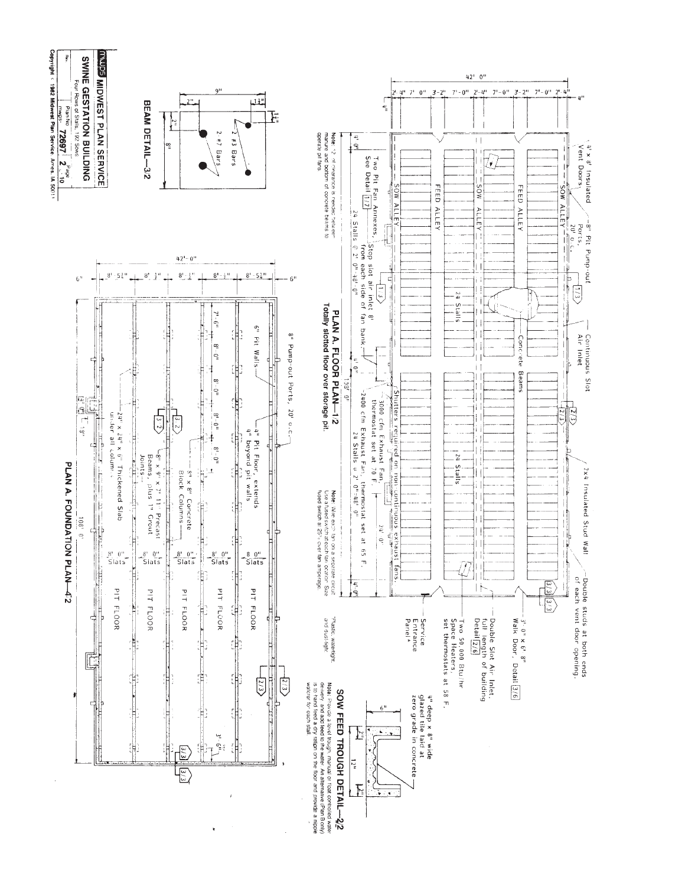# PLAN A. FLOOR PLAN—1/2

**Totally slotted floor over storage pit.**

42' 0"

2' 4" 7' 0" 3'-2" 7'-0" 2'-4" 7'-0" 3'-2" 7'-0" 2' 4"

4"

4' x 8' Insulated Vent Doors

8" Pit Pump-out Ports, 20' o.c.

Continuous Slot Air Inlet

2x4 Insulated Stud Wall

Double studs at both ends of each vent door opening.

SOW ALLEY

FEED ALLEY

SOW ALLEY

FEED ALLEY

SOW ALLEY

24 Stalls

Concrete Beams

24 Stalls

3'-0" x 6'-8" Walk Door, Detail 3/6

Double Slot Air Inlet, full length of building Detail 2/6

Two 50,000 Btu/hr Space Heaters, set thermostats at 58 F.

Service Entrance Panel*

*Plastic, watertight, and dust-tight.

Shutters required on non-continuous exhaust fans.

Two Pit Fan Annexes, See Detail 1/7

Stop slot air inlet 8' from each side of fan bank.

3000 cfm Exhaust Fan, thermostat set at 70 F.

2400 cfm Exhaust Fan, thermostat set at 65 F.

24 Stalls @ 2' 0"-48'-0"

4' 0"

24' 0"

24 Stalls @ 2' 0"=48' 0"

4' 0"

108' 0"

Note: 2" of clearance is needed between manure and bottom of concrete beams to operate pit fans.

Note: Wire each fan on a separate circuit. Use a fused switch at each fan location. Size fused switch at 25% over fan amperage.

# BEAM DETAIL—3/2

9"

2" 1½"

1½"

2"

8"

2 #3 Bars

2 #7 Bars

# SOW FEED TROUGH DETAIL—4/2

6"

2½"

12"

2½"

4" deep x 8" wide glazed tile laid at zero grade in concrete

Note: Provide a level trough, manual or float controlled water delivery, and add feed to the water. An alternative (Plan B only) is to hand feed a dry ration on the floor and provide a nipple waterer for each stall.

# PLAN A. FOUNDATION PLAN—4/2

42'-0"

6" 8'-5½" 8'-3" 8'-3" 8'-3" 8'-5½" 6"

8" Pump-out Ports, 20' o.c.

6" Pit Walls

4" Pit Floor, extends 4" beyond pit walls

7'-6" 8'-0" 8'-0" 8'-0" 8'-0"

8" x 8" Concrete Block Columns

8" x 9" x 7' 11" Precast Beams, plus 1" Grout Joints

24" x 24" x 6" Thickened Slab under all columns

4' 0" 1' 10"

108' 0"

8' 0" Slats

8' 0" Slats

8' 0" Slats

8' 0" Slats

8' 0" Slats

PIT FLOOR

PIT FLOOR

PIT FLOOR

PIT FLOOR

PIT FLOOR

3' 6"

MWPS MIDWEST PLAN SERVICE

**SWINE GESTATION BUILDING**

Four Rows of Stalls, 192 Sows

| Rev. | Plan No. | Page |
|---|---|---|
| | mwps- 72697 | 2 of 10 |

Copyright © 1982 Midwest Plan Service, Ames, IA 50011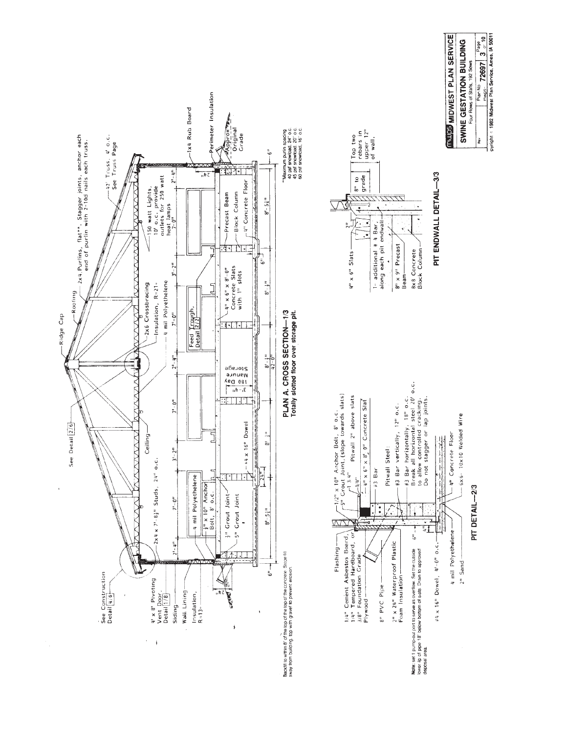## PLAN A. CROSS SECTION—1/3

Totally slotted floor over storage pit.

See Construction Detail 4/6

See Detail 2/6

Ridge Cap

Roofing

2x4 Purlins, flat**. Stagger joints, anchor each end of purlin with 2-10d nails each truss.

42' Truss, 4' o.c. See Truss Page

4' x 8' Pivoting Vent Door, Detail 1/8

Siding

Wall Lining

Insulation, R-13+

2x4 x 7'-8½" Studs, 24" o.c.

Ceiling

2x6 Crossbracing

Insulation, R=21+

4 mil Polyethelene

150 watt Lights, 10' o.c. provide outlets for 250 watt heat lamps

4 mil Polyethelene

½" x 10" Anchor Bolt, 8' o.c.

½" Grout Joint

5" Grout Joint

#4 x 16" Dowel

Feed Trough, Detail 2/2

4" x 6" x 8'-0" Concrete Slats with 1" slots

180 Day Manure Storage

Precast Beam

Block Column

4" Concrete Floor

1x4 Rub Board

Perimeter Insulation

Approx. Original Grade

Dimensions: 2'-4", 7'-0", 3'-2", 2'-4", 7'-0", 3'-2", 7'-0", 2'-4"; 6", 8'-5¾", 8'-3", 8'-3", 8'-3", 8'-5¾", 6"; 42'-0"; 24"; 3'-4"

Backfill to within 8" of the top of the concrete. Slope fill away from building, top with gravel to prevent erosion.

**Maximum purlin spacing
40 psf snowload, 24" o.c.
45 psf snowload, 20" o.c.
60 psf snowload, 16" o.c.

## PIT DETAIL—2/3

Flashing

1/4" Cement Asbestos Board, 1/4" Tempered Hardboard, or 3/8" Foundation Grade Plywood

½" x 10" Anchor Bolt, 8' o.c.

5" Grout Joint, (slope towards slats)

1¾"

¼"

Pitwall 2" above slats

4" x 6" x 8'-0" Concrete Slat

#3 Bar

8" PVC Pipe

2" x 24" Waterproof Plastic Foam Insulation

Pitwall Steel:
#3 Bar vertically, 12" o.c.
#3 Bar horizontally, 18" o.c.
Break all horizontal steel 20' o.c. to allow controlled cracking.
Do not stagger or lap joints.

6"

4"

#4 x 16" Dowel, 4'-0" o.c.

4 mil Polyethelene

2" Sand

4" Concrete Floor

6x6-10x10 Welded Wire

Note: set 1 pump-out port to serve as overflow. Set the outside lower lip of pipe 18" below bottom of slats. Drain to approved disposal area.

## PIT ENDWALL DETAIL—3/3

4" x 6" Slats

2"

1- additional # 4 Bar, along each pit endwall

8" x 9" Precast Beam

8x8 Concrete Block Column

8" to grade

Top two rebars in upper 12" of wall.

**MWPS MIDWEST PLAN SERVICE**

**SWINE GESTATION BUILDING**

Four Rows of Slats, 192 Sows

| Rev | Plan No. mwps- 72697 | Page 3 of 10 |
|---|---|---|

Copyright © 1982 Midwest Plan Service, Ames, IA 50011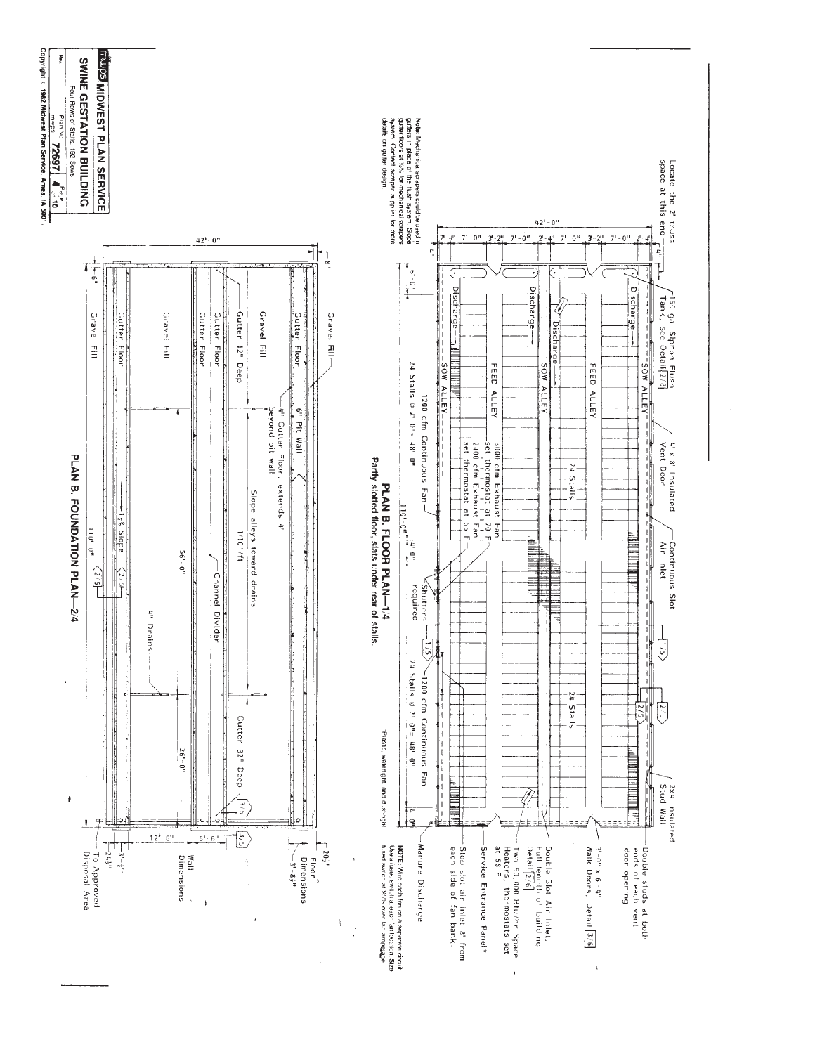# MWPS MIDWEST PLAN SERVICE

## SWINE GESTATION BUILDING

Four Rows of Stalls, 192 Sows

Plan No. mwps-72697 | Page 4 of 10

Copyright © 1982 Midwest Plan Service, Ames IA 50011

## PLAN B. FLOOR PLAN—1/4

Partly slotted floor, slats under rear of stalls.

Locate the 2' truss space at this end

150 gal Siphon Flush Tank, see Detail 2/8

4' x 8' Insulated Vent Door

Continuous Slot Air Inlet

2x4 Insulated Stud Wall

Double studs at both ends of each vent door opening

3'-0" x 6'-4" Walk Doors, Detail 3/6

Double Slot Air Inlet, Full length of building Detail 2/6

Two 50,000 Btu/hr Space Heaters, thermostats set at 58 F

Service Entrance Panel*

Stop slot air inlet 8' from each side of fan bank.

Manure Discharge

3000 cfm Exhaust Fan, set thermostat at 70 F

2400 cfm Exhaust Fan, set thermostat at 65 F

1200 cfm Continuous Fan

Shutters required

24 Stalls @ 2'-0" = 48'-0"

24 Stalls

Discharge

SOW ALLEY

FEED ALLEY

42'-0"

2'-4" 7'-0" 3'-2" 7'-0" 2'-4" 7'-0" 3'-2" 7'-0" 2'-4"

6'-0" 4'-0" 110'-0" 4'-0"

*Plastic, watertight, and dust-tight.

**NOTE:** Wire each fan on a separate circuit. Use a fused switch at each fan location. Size fused switch at 25% over fan amperage.

**Note:** Mechanical scrapers could be used in gutters in place of the flush system. Slope gutter floors at ½% for mechanical scrapers system. Contact scraper supplier for more details on gutter design.

## PLAN B. FOUNDATION PLAN—2/4

Gravel Fill

Gutter Floor

6" Pit Wall

4" Gutter Floor, extends 4" beyond pit wall

Gutter 12" Deep

Slope alleys toward drains 1/10"/ft

Channel Divider

Gutter 32" Deep

4" Drains

1⅛% Slope

Floor Dimensions

Wall Dimensions

To Approved Disposal Area

42'-0" 8" 6"

110'-0" 56'-0" 26'-0"

12'-8" 6'-6" 20½" 3'-8½" 3'-3½" 24½"

2/5 3/5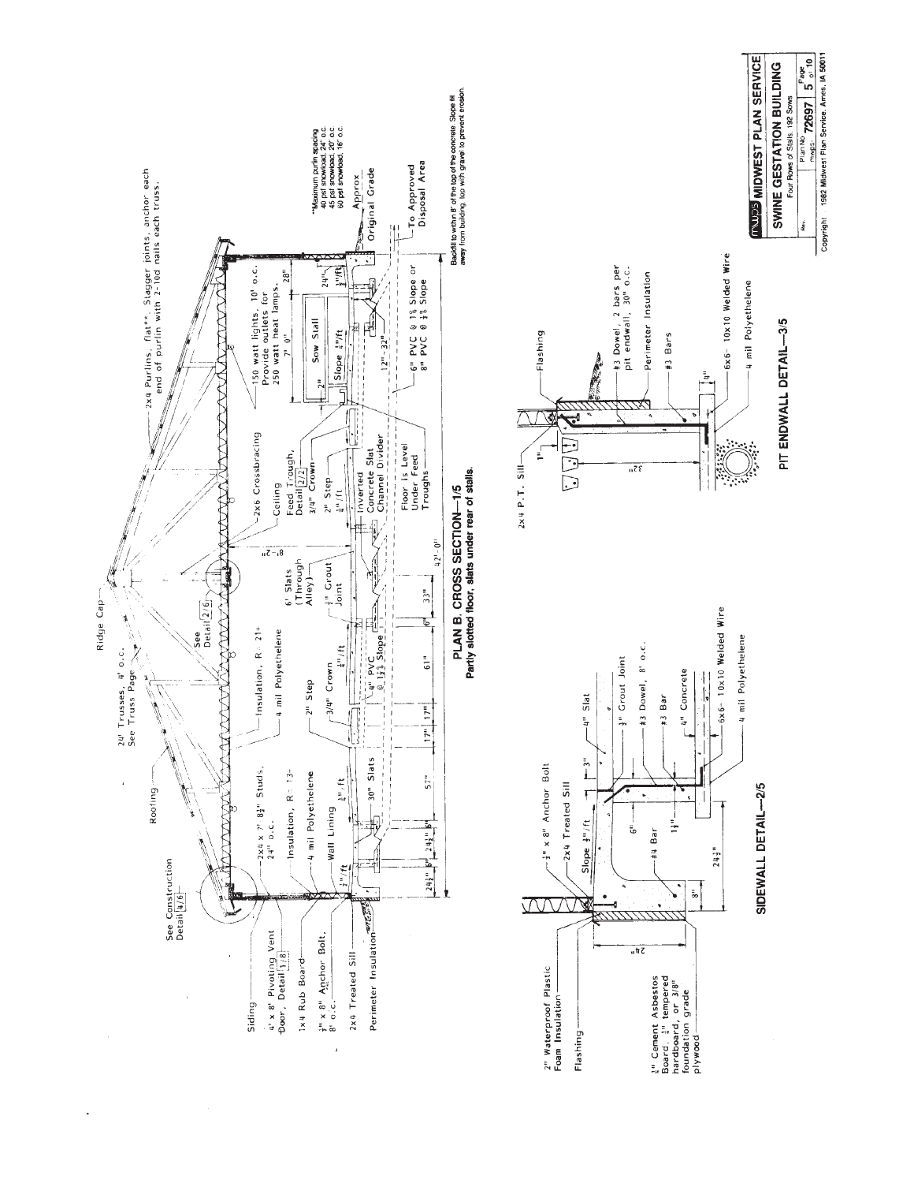## PLAN B. CROSS SECTION—1/5

**Partly slotted floor, slats under rear of stalls.**

Ridge Cap

24' Trusses, 4' o.c. See Truss Page

2x4 Purlins, flat**. Stagger joints, anchor each end of purlin with 2-10d nails each truss.

Roofing

See Construction Detail 4/6

Siding

4' x 8' Pivoting Vent Door, Detail 1/8

1x4 Rub Board

½" x 8" Anchor Bolt, 8' o.c.

2x4 Treated Sill

Perimeter Insulation

2x4 x 7' 8½" Studs, 24" o.c.

Insulation, R = 13+

4 mil Polyethelene

Wall Lining

Insulation, R = 21+

4 mil Polyethelene

See Detail 2/6

2x6 Crossbracing

Ceiling

8'-2"

2" Step

¾" Crown

½"/ft

30" Slats

4" PVC @ 1½% Slope

6' Slats (Through Alley)

½" Grout Joint

Feed Trough, Detail 2/2

¾" Crown

2" Step

½"/ft

Inverted Concrete Slat Channel Divider

Floor Is Level Under Feed Troughs

150 watt lights, 10' o.c. Provide outlets for 250 watt heat lamps.

7' 0"

Sow Stall

Slope ½"/ft

2"

24"

28"

1"/ft

12"-32"

6" PVC @ 1% Slope or 8" PVC @ ½% Slope

To Approved Disposal Area

Approx Original Grade

24½" | 6" | 24½" | 6" | 57" | 17" | 17" | 61" | 6" | 33"

42'-0"

**Maximum purlin spacing
40 psf snowload, 24" o.c.
45 psf snowload, 20" o.c.
60 psf snowload, 16" o.c.

Backfill to within 8" of the top of the concrete. Slope fill away from building, top with gravel to prevent erosion.

## SIDEWALL DETAIL—2/5

2" Waterproof Plastic Foam Insulation

Flashing

¼" Cement Asbestos Board, ¼" tempered hardboard, or 3/8" foundation grade plywood

½" x 8" Anchor Bolt

2x4 Treated Sill

Slope ½"/ft

#4 Bar

24"

8"

24½"

6"

1½"

3"

4" Slat

½" Grout Joint

#3 Dowel, 8' o.c.

#3 Bar

4" Concrete

6x6- 10x10 Welded Wire

4 mil Polyethelene

## PIT ENDWALL DETAIL—3/5

2x4 P.T. Sill

1"

32"

Flashing

#3 Dowel, 2 bars per pit endwall, 30" o.c.

Perimeter Insulation

#3 Bars

4"

6x6- 10x10 Welded Wire

4 mil Polyethelene

**MWPS MIDWEST PLAN SERVICE**

**SWINE GESTATION BUILDING**

Four Rows of Stalls, 192 Sows

Rev. | Plan No. mwps- 72697 | Page 5 of 10

Copyright 1982 Midwest Plan Service, Ames, IA 50011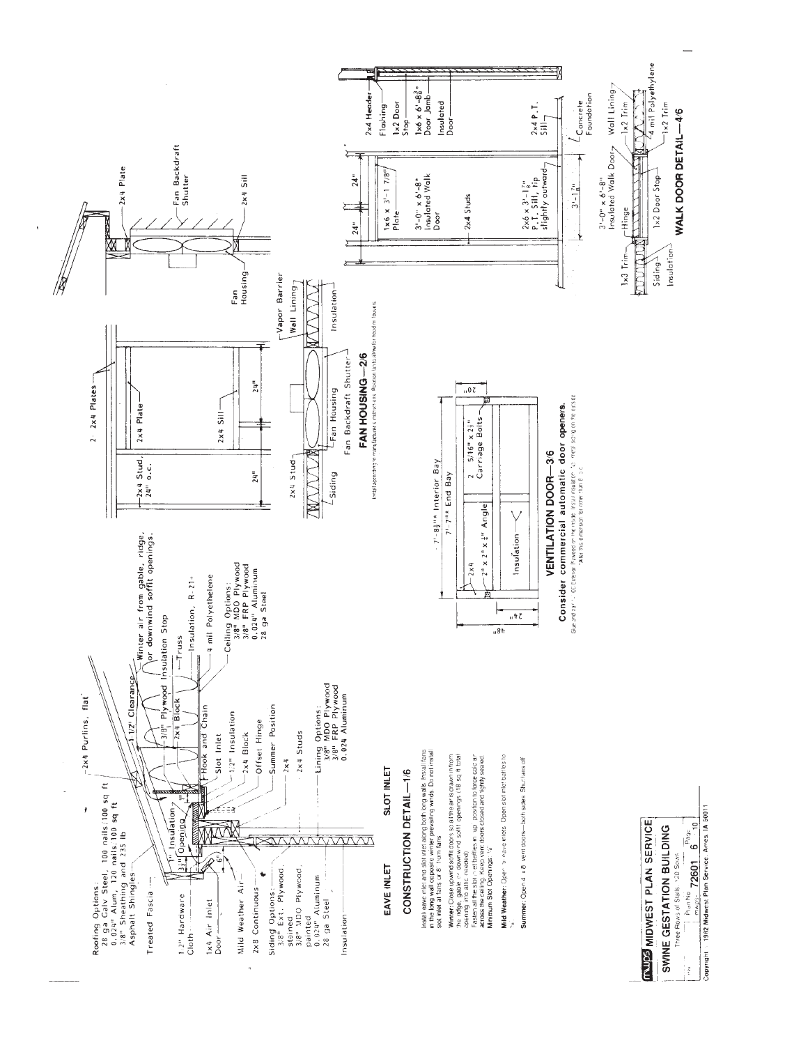## EAVE INLET SLOT INLET

## CONSTRUCTION DETAIL—1/6

Install eave inlet and slot inlet along both long walls. Install fans in the long wall opposite winter prevailing winds. Do not install slot inlet at fans or 8' from fans.

**Winter:** Close upwind soffit doors so all the air is drawn in from the ridge, gable, or downwind soffit openings (18 sq ft total opening into attic needed).
Fasten all the slot inlet baffles in 'up' position to force cold air across the ceiling. Keep vent doors closed and tightly sealed.
Minimum Slot Openings ½"

**Mild Weather:** Open air eave inlets. Open slot inlet baffles to ½".

**Summer:** Open 4 x 8' vent doors—both sides. Shut fans off.

Roofing Options:
28 ga Galv Steel, 100 nails/100 sq ft
0.024" Alum, 120 nails/100 sq ft
3/8" Sheathing and 235 lb
Asphalt Shingles

2x4 Purlins, flat

Treated Fascia
½" Hardware Cloth
1x4 Air Inlet Door
Mild Weather Air
2x8 Continuous
Siding Options:
3/8" Ext. Plywood, stained
3/8" MDO Plywood, painted
0.024" Aluminum
28 ga Steel
Insulation

1" Insulation
3½" Opening
6"
1-1/2" Clearance
3/8" Plywood
2x4 Block
Hook and Chain
Slot Inlet
1/2" Insulation
2x4 Block
Offset Hinge
Summer Position
2x4
2x4 Studs
Lining Options:
3/8" MDO Plywood
3/8" FRP Plywood
0.024 Aluminum

Winter air from gable, ridge, or downwind soffit openings.
Insulation Stop
Truss
Insulation, R-21
4 mil Polyethelene
Ceiling Options:
3/8" MDO Plywood
3/8" FRP Plywood
0.024" Aluminum
28 ga Steel

## FAN HOUSING—2/6

Install according to manufacturer's instructions. Position fan to allow for hood or louvers.

2 - 2x4 Plates
2x4 Plate
2x4 Stud, 24" o.c.
2x4 Sill
24"
24"
2x4 Stud
Siding
Fan Housing
Fan Backdraft Shutter
Vapor Barrier
Wall Lining
Insulation
2x4 Plate
Fan Housing
Fan Backdraft Shutter
2x4 Sill

## VENTILATION DOOR—3/6

**Consider commercial automatic door openers.**

Glue and nail ⅜" CDX Exterior Plywood on the inside. Install insulation. Nail metal siding on the outside.
*Alter this dimension for other than 8' o.c.

7'-8½"* Interior Bay
7'-7"* End Bay
2x4
2" x 2" x ⅛" Angle
2 5/16" x 2½" Carriage Bolts
Insulation
48"
24"
20"

## WALK DOOR DETAIL—4/6

1x6 x 3'-1 7/8" Plate
3'-0" x 6'-8" Insulated Walk Door
2x4 Studs
2x6 x 3'-1⅞" P.T. Sill, tip slightly outward
24"
24"
3'-1⅞"
2x4 Header
Flashing
1x2 Door Stop
1x6 x 6'-8⅞" Door Jamb
Insulated Door
2x4 P.T. Sill
Concrete Foundation
3'-0" x 6'-8" Insulated Walk Door
Hinge
1x2 Door Stop
1x3 Trim
Siding
Insulation
Wall Lining
1x2 Trim
4 mil Polyethylene
1x2 Trim

**MWPS MIDWEST PLAN SERVICE**
**SWINE GESTATION BUILDING**
Three Rows of Stalls, 120 Sows
Plan No. 72601 Page 6 of 10
Copyright 1982 Midwest Plan Service, Ames, IA 50011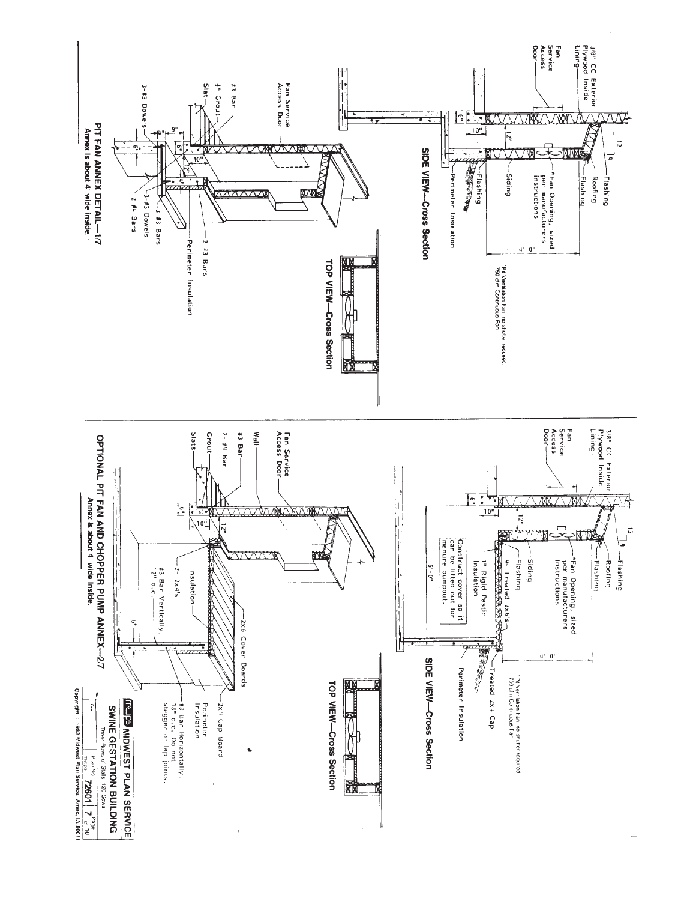# PIT FAN ANNEX DETAIL—1/7

Annex is about 4' wide inside.

### SIDE VIEW—Cross Section

3/8" CC Exterior Plywood Inside Lining

Fan Service Access Door

6"

10"

12"

12

4

Flashing

Roofing

Flashing

*Fan Opening, sized per manufacturers instructions

Siding

Flashing

Perimeter Insulation

4' 0"

*Pit Ventilation Fan, no shutter required. 750 cfm Continuous Fan

### TOP VIEW—Cross Section

Fan Service Access Door

#3 Bar

1" Grout

Slat

3-#3 Dowels

9"

6"

6"

10"

2"

4"

3-#3 Dowels

2-#4 Bars

3-#3 Bars

2-#3 Bars

Perimeter Insulation

# OPTIONAL PIT FAN AND CHOPPER PUMP ANNEX—2/7

Annex is about 4' wide inside.

### SIDE VIEW—Cross Section

3/8" CC Exterior Plywood Inside Lining

Fan Service Access Door

6"

10"

12"

12

4

Flashing

Roofing

Flashing

*Fan Opening, sized per manufacturers instructions

Siding

Flashing

9- Treated 2x6's

1" Rigid Pastic Insulation

Construct cover so it can be lifted out for manure pumpout.

5'-0"

4' 0"

Treated 2x4 Cap

Perimeter Insulation

*Pit Ventilation Fan, no shutter required. 750 cfm Continuous Fan

### TOP VIEW—Cross Section

Fan Service Access Door

Wall

#3 Bar

2- #4 Bar

Grout

Slats

6"

10"

12"

2x6 Cover Boards

Insulation

2- 2x4's

#3 Bar Vertically, 12" o.c.

6"

2x4 Cap Board

Perimeter Insulation

#3 Bar Horizontally, 18" o.c. Do not stagger or lap joints.

---

**MWPS MIDWEST PLAN SERVICE**

**SWINE GESTATION BUILDING**

Three Rows of Stalls, 120 Sows

| Rev. | Plan No. | Page |
|---|---|---|
| | MWPS- 72601 | 7 of 10 |

Copyright 1982 Midwest Plan Service, Ames, IA 50011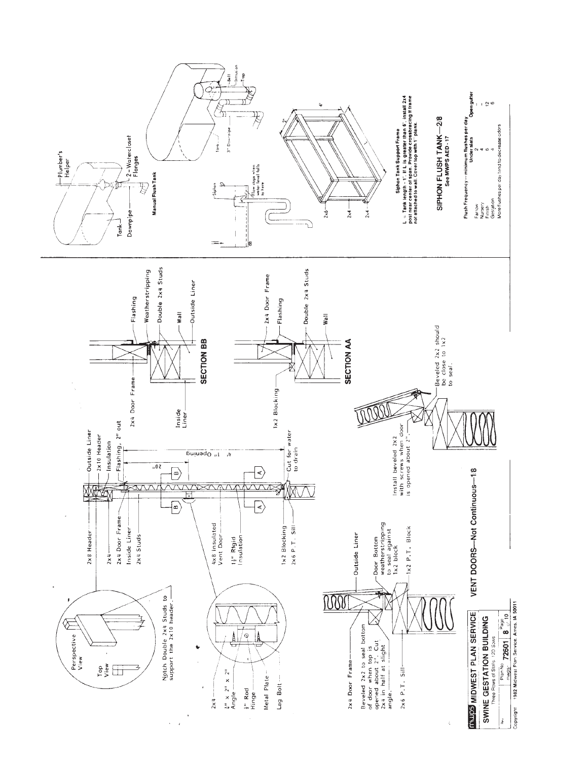Notch Double 2x4 Studs to support the 2x10 header.

Perspective View

Top View

2x8 Header

2x4

2x4 Door Frame

Inside Liner

2x4 Studs

4x8 Insulated Vent Door

1½" Rigid Insulation

1x2 Blocking

2x6 P. T. Sill

Outside Liner

2x10 Header

Insulation

Flashing, 2" out

20"

4' 1" Opening

Cut for water to drain

2x4

1/8" x 2" x 2" Angle

½" Rod Hinge

Metal Plate

Lag Bolt

2x4 Door Frame

Inside Liner

Flashing

Weatherstripping

Double 2x4 Studs

Wall

Outside Liner

**SECTION BB**

1x2 Blocking

2x4 Door Frame

Flashing

Double 2x4 Studs

Wall

**SECTION AA**

2x4 Door Frame

Beveled 2x2 to seal bottom of door when top is opened about 2". Cut 2x4 in half at slight angle.

2x6 P.T. Sill

Outside Liner

Door Bottom weatherstripping to seal against 1x2 block

1x2 P.T. Block

Install beveled 2x2 with screws when door is opened about 2".

Beveled 2x2 should be close to 1x2 to seal.

**VENT DOORS—Not Continuous—18**

Plumber's Helper

2 - Watercloset Flanges

Tank

Downpipe

Manual Flush Tank

Bell

Intrusion

Trap

Tank

3" Downpipe

Siphon

Flow stops when water level falls to here

Downpipe

2x6

2x4

2x4

2'

4'

L

Siphon Tank Support Frame

L = Tank length - 1'. If L is greater than 6', install 2x4 post near center of span. Provide crossbracing if frame not attached to wall. Cover top with 1" plank.

**SIPHON FLUSH TANK—2/8**
**See MWPS AED - 17**

Flush Frequency—minimum flushes per day

| | Under slats | Open gutter |
|---|---|---|
| Farrow | 2 | - |
| Nursery | 4 | - |
| Finish | 6 | 12 |
| Gestation | 4 | 6 |

More flushes per day tend to decrease odors

**MWPS MIDWEST PLAN SERVICE**

**SWINE GESTATION BUILDING**

Three Rows of Stalls 120 Sows

Rev. | Plan No. MWPS- 72601 | Page 8 of 10

Copyright 1982 Midwest Plan Service, Ames, IA 50011